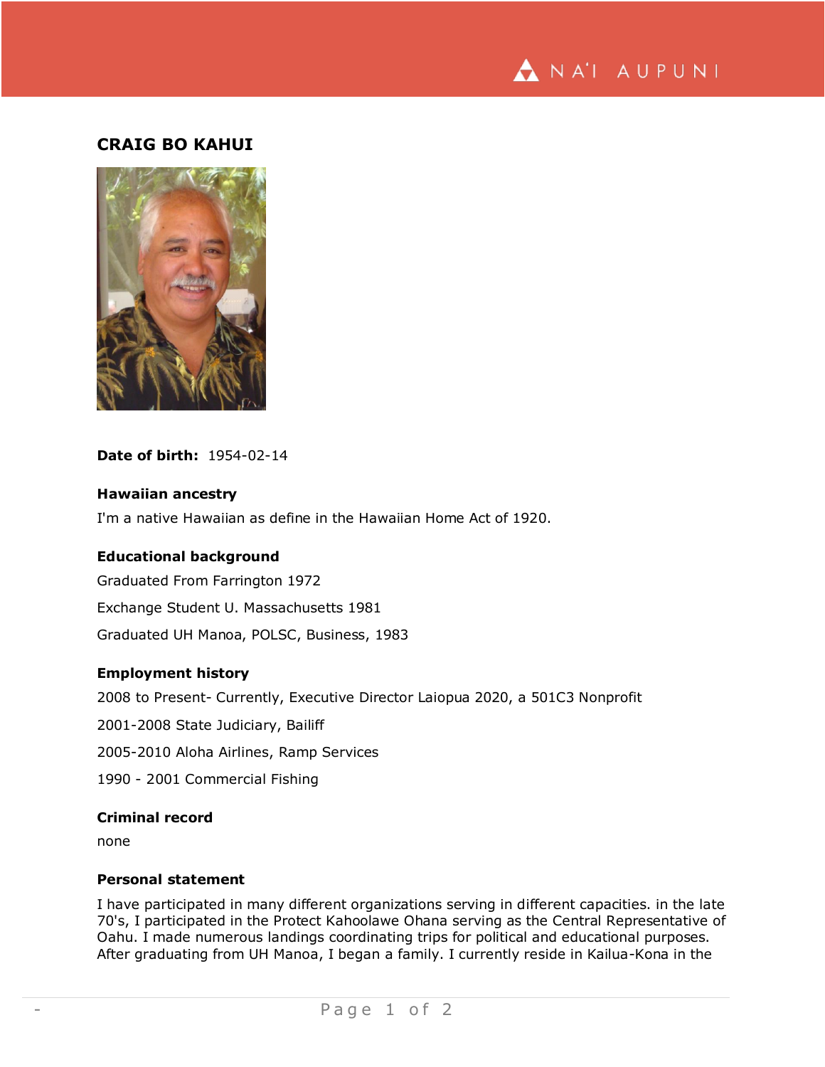# CRAIG BO KAHUI

**Date of birth:** 1954-02-14

### Hawaiian ancestry

I'm a native Hawaiian as define in the Hawaiian Home Act of 1920.

### Educational background

Graduated From Farrington 1972

Exchange Student U. Massachusetts 1981

Graduated UH Manoa, POLSC, Business, 1983

### Employment history

2008 to Present- Currently, Executive Director Laiopua 2020, a 501C3 Nonprofit

2001-2008 State Judiciary, Bailiff

2005-2010 Aloha Airlines, Ramp Services

1990 - 2001 Commercial Fishing

### Criminal record

none

### Personal statement

I have participated in many different organizations serving in different capacities. in the late 70's, I participated in the Protect Kahoolawe Ohana serving as the Central Representative of Oahu. I made numerous landings coordinating trips for political and educational purposes. After graduating from UH Manoa, I began a family. I currently reside in Kailua-Kona in the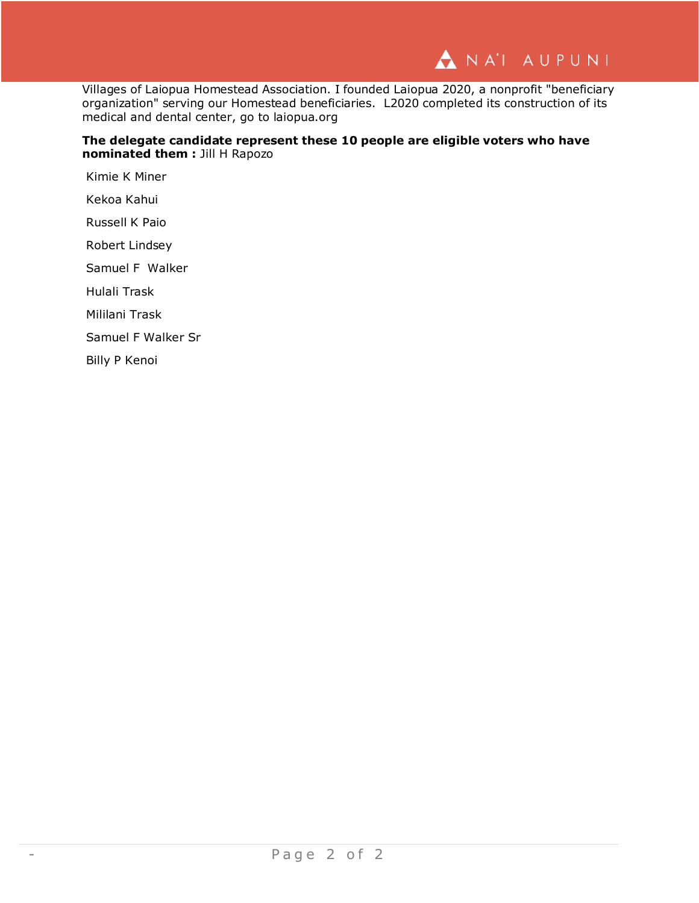Villages of Laiopua Homestead Association. I founded Laiopua 2020, a nonprofit "beneficiary organization" serving our Homestead beneficiaries.  L2020 completed its construction of its medical and dental center, go to laiopua.org

**The delegate candidate represent these 10 people are eligible voters who have nominated them :** Jill H Rapozo

Kimie K Miner

Kekoa Kahui

Russell K Paio

Robert Lindsey

Samuel F  Walker

Hulali Trask

Mililani Trask

Samuel F Walker Sr

Billy P Kenoi